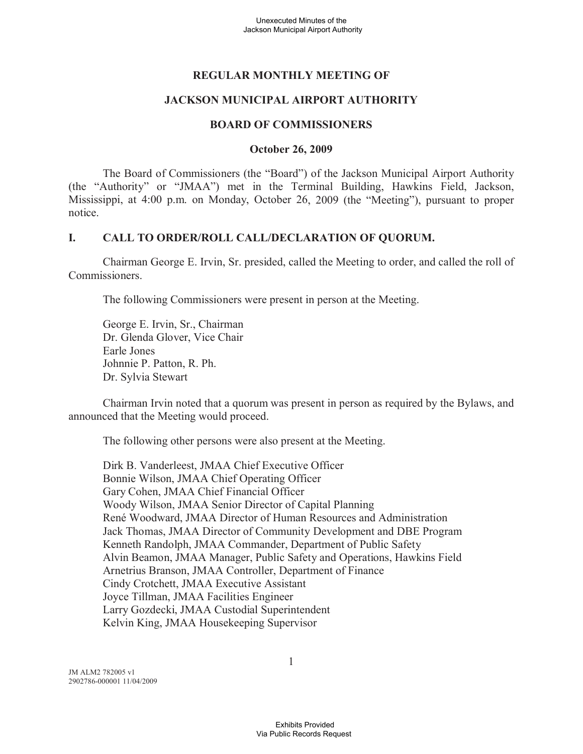# REGULAR MONTHLY MEETING OF

# JACKSON MUNICIPAL AIRPORT AUTHORITY

# BOARD OF COMMISSIONERS

**October 26, 2009**

The Board of Commissioners (the "Board") of the Jackson Municipal Airport Authority (the "Authority" or "JMAA") met in the Terminal Building, Hawkins Field, Jackson, Mississippi, at 4:00 p.m. on Monday, October 26, 2009 (the "Meeting"), pursuant to proper notice.

## I. CALL TO ORDER/ROLL CALL/DECLARATION OF QUORUM.

Chairman George E. Irvin, Sr. presided, called the Meeting to order, and called the roll of Commissioners.

The following Commissioners were present in person at the Meeting.

George E. Irvin, Sr., Chairman
Dr. Glenda Glover, Vice Chair
Earle Jones
Johnnie P. Patton, R. Ph.
Dr. Sylvia Stewart

Chairman Irvin noted that a quorum was present in person as required by the Bylaws, and announced that the Meeting would proceed.

The following other persons were also present at the Meeting.

Dirk B. Vanderleest, JMAA Chief Executive Officer
Bonnie Wilson, JMAA Chief Operating Officer
Gary Cohen, JMAA Chief Financial Officer
Woody Wilson, JMAA Senior Director of Capital Planning
René Woodward, JMAA Director of Human Resources and Administration
Jack Thomas, JMAA Director of Community Development and DBE Program
Kenneth Randolph, JMAA Commander, Department of Public Safety
Alvin Beamon, JMAA Manager, Public Safety and Operations, Hawkins Field
Arnetrius Branson, JMAA Controller, Department of Finance
Cindy Crotchett, JMAA Executive Assistant
Joyce Tillman, JMAA Facilities Engineer
Larry Gozdecki, JMAA Custodial Superintendent
Kelvin King, JMAA Housekeeping Supervisor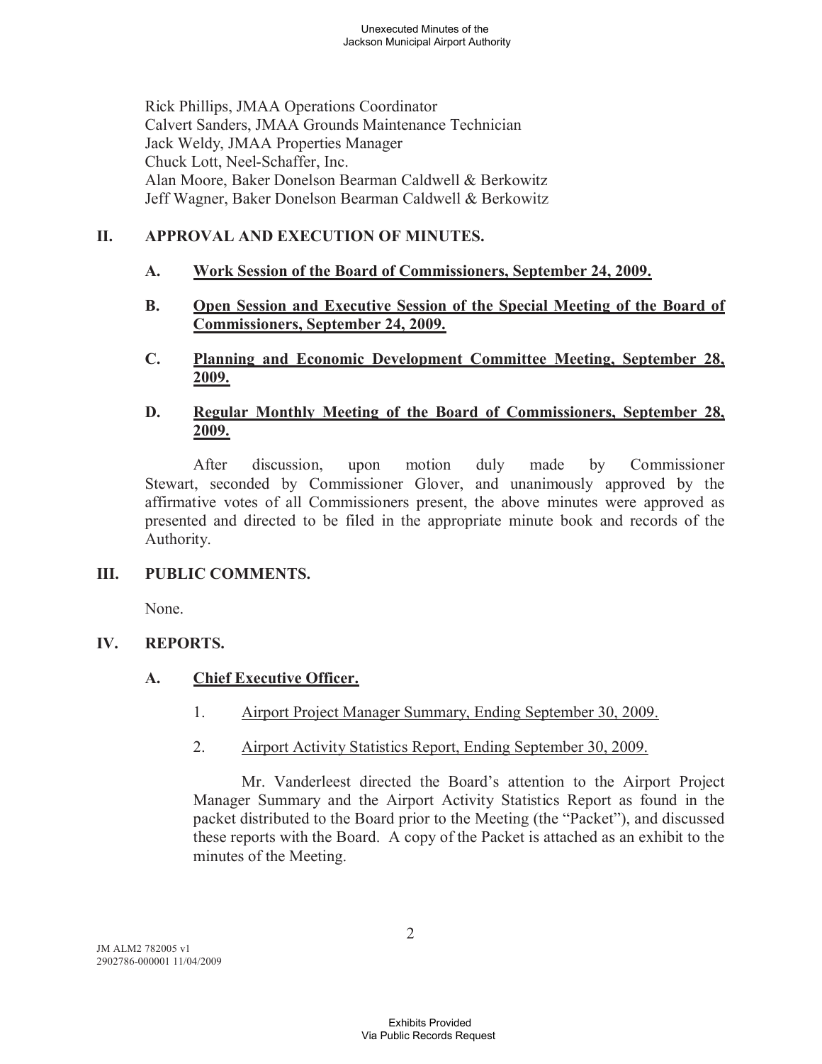Rick Phillips, JMAA Operations Coordinator
Calvert Sanders, JMAA Grounds Maintenance Technician
Jack Weldy, JMAA Properties Manager
Chuck Lott, Neel-Schaffer, Inc.
Alan Moore, Baker Donelson Bearman Caldwell & Berkowitz
Jeff Wagner, Baker Donelson Bearman Caldwell & Berkowitz

## II. APPROVAL AND EXECUTION OF MINUTES.

### A. Work Session of the Board of Commissioners, September 24, 2009.

### B. Open Session and Executive Session of the Special Meeting of the Board of Commissioners, September 24, 2009.

### C. Planning and Economic Development Committee Meeting, September 28, 2009.

### D. Regular Monthly Meeting of the Board of Commissioners, September 28, 2009.

After discussion, upon motion duly made by Commissioner Stewart, seconded by Commissioner Glover, and unanimously approved by the affirmative votes of all Commissioners present, the above minutes were approved as presented and directed to be filed in the appropriate minute book and records of the Authority.

## III. PUBLIC COMMENTS.

None.

## IV. REPORTS.

### A. Chief Executive Officer.

1. Airport Project Manager Summary, Ending September 30, 2009.

2. Airport Activity Statistics Report, Ending September 30, 2009.

Mr. Vanderleest directed the Board's attention to the Airport Project Manager Summary and the Airport Activity Statistics Report as found in the packet distributed to the Board prior to the Meeting (the "Packet"), and discussed these reports with the Board. A copy of the Packet is attached as an exhibit to the minutes of the Meeting.

JM ALM2 782005 v1
2902786-000001 11/04/2009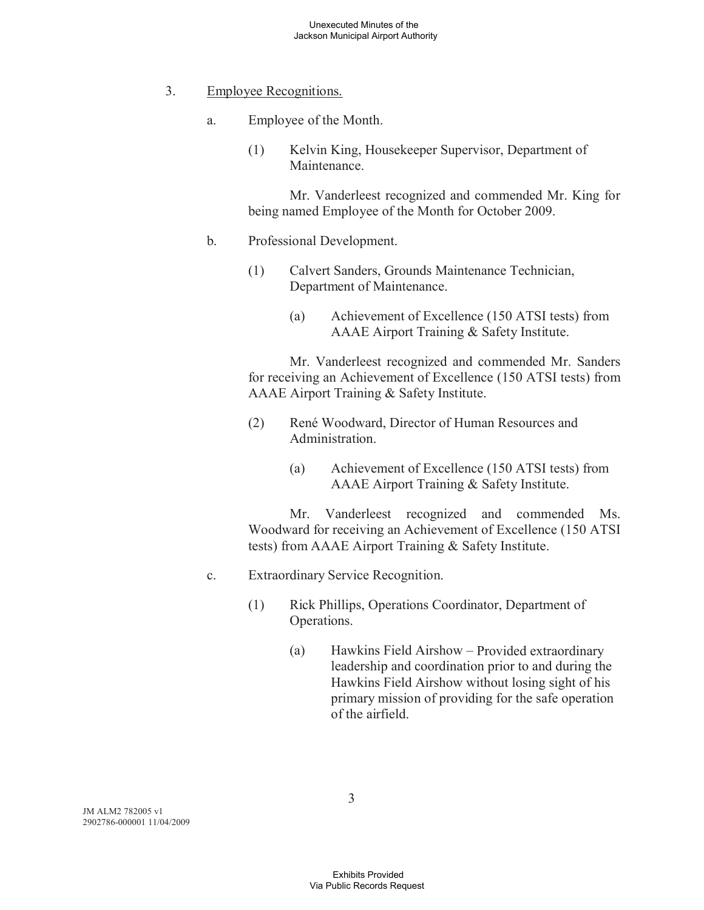3. Employee Recognitions.

   a. Employee of the Month.

      (1) Kelvin King, Housekeeper Supervisor, Department of Maintenance.

      Mr. Vanderleest recognized and commended Mr. King for being named Employee of the Month for October 2009.

   b. Professional Development.

      (1) Calvert Sanders, Grounds Maintenance Technician, Department of Maintenance.

         (a) Achievement of Excellence (150 ATSI tests) from AAAE Airport Training & Safety Institute.

      Mr. Vanderleest recognized and commended Mr. Sanders for receiving an Achievement of Excellence (150 ATSI tests) from AAAE Airport Training & Safety Institute.

      (2) René Woodward, Director of Human Resources and Administration.

         (a) Achievement of Excellence (150 ATSI tests) from AAAE Airport Training & Safety Institute.

      Mr. Vanderleest recognized and commended Ms. Woodward for receiving an Achievement of Excellence (150 ATSI tests) from AAAE Airport Training & Safety Institute.

   c. Extraordinary Service Recognition.

      (1) Rick Phillips, Operations Coordinator, Department of Operations.

         (a) Hawkins Field Airshow – Provided extraordinary leadership and coordination prior to and during the Hawkins Field Airshow without losing sight of his primary mission of providing for the safe operation of the airfield.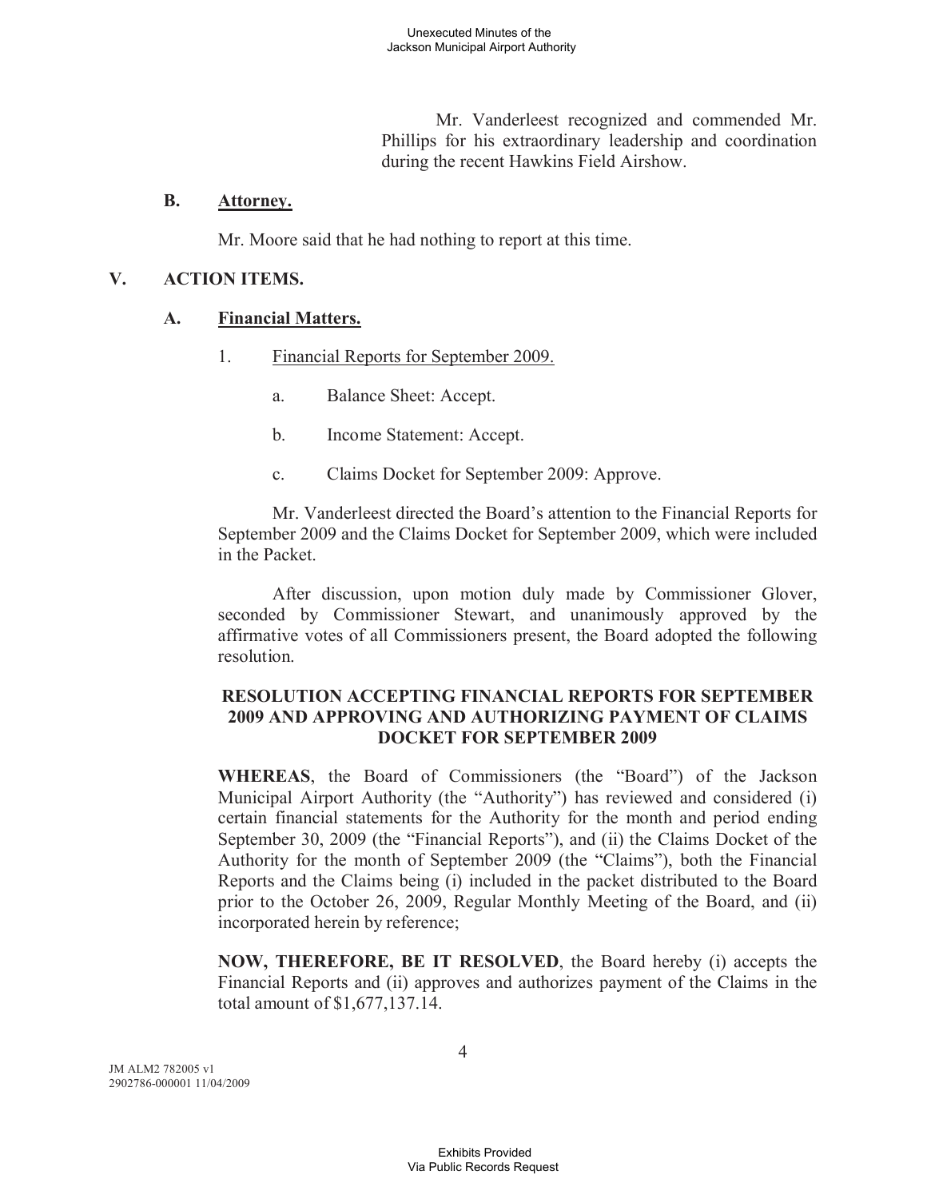Mr. Vanderleest recognized and commended Mr. Phillips for his extraordinary leadership and coordination during the recent Hawkins Field Airshow.

**B. Attorney.**

Mr. Moore said that he had nothing to report at this time.

## V. ACTION ITEMS.

**A. Financial Matters.**

1. Financial Reports for September 2009.

   a. Balance Sheet: Accept.

   b. Income Statement: Accept.

   c. Claims Docket for September 2009: Approve.

Mr. Vanderleest directed the Board's attention to the Financial Reports for September 2009 and the Claims Docket for September 2009, which were included in the Packet.

After discussion, upon motion duly made by Commissioner Glover, seconded by Commissioner Stewart, and unanimously approved by the affirmative votes of all Commissioners present, the Board adopted the following resolution.

**RESOLUTION ACCEPTING FINANCIAL REPORTS FOR SEPTEMBER 2009 AND APPROVING AND AUTHORIZING PAYMENT OF CLAIMS DOCKET FOR SEPTEMBER 2009**

**WHEREAS**, the Board of Commissioners (the "Board") of the Jackson Municipal Airport Authority (the "Authority") has reviewed and considered (i) certain financial statements for the Authority for the month and period ending September 30, 2009 (the "Financial Reports"), and (ii) the Claims Docket of the Authority for the month of September 2009 (the "Claims"), both the Financial Reports and the Claims being (i) included in the packet distributed to the Board prior to the October 26, 2009, Regular Monthly Meeting of the Board, and (ii) incorporated herein by reference;

**NOW, THEREFORE, BE IT RESOLVED**, the Board hereby (i) accepts the Financial Reports and (ii) approves and authorizes payment of the Claims in the total amount of $1,677,137.14.

JM ALM2 782005 v1
2902786-000001 11/04/2009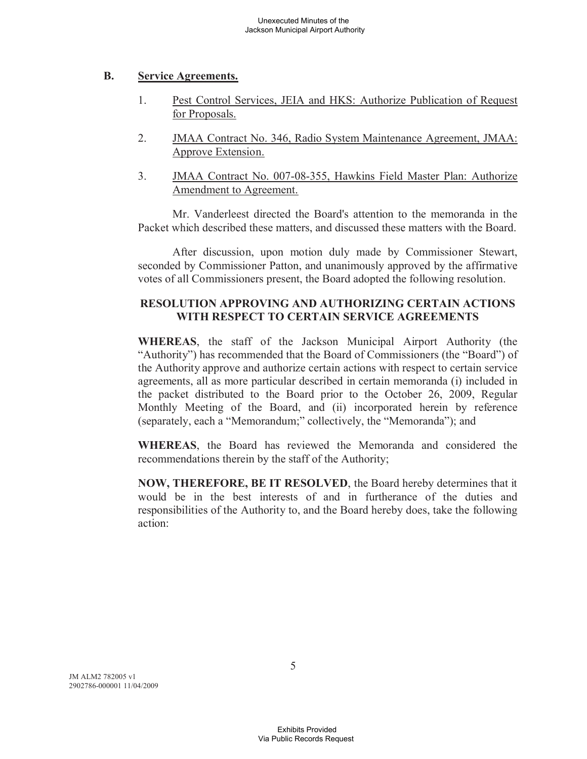## B. Service Agreements.

1. Pest Control Services, JEIA and HKS: Authorize Publication of Request for Proposals.

2. JMAA Contract No. 346, Radio System Maintenance Agreement, JMAA: Approve Extension.

3. JMAA Contract No. 007-08-355, Hawkins Field Master Plan: Authorize Amendment to Agreement.

Mr. Vanderleest directed the Board's attention to the memoranda in the Packet which described these matters, and discussed these matters with the Board.

After discussion, upon motion duly made by Commissioner Stewart, seconded by Commissioner Patton, and unanimously approved by the affirmative votes of all Commissioners present, the Board adopted the following resolution.

**RESOLUTION APPROVING AND AUTHORIZING CERTAIN ACTIONS WITH RESPECT TO CERTAIN SERVICE AGREEMENTS**

**WHEREAS**, the staff of the Jackson Municipal Airport Authority (the "Authority") has recommended that the Board of Commissioners (the "Board") of the Authority approve and authorize certain actions with respect to certain service agreements, all as more particular described in certain memoranda (i) included in the packet distributed to the Board prior to the October 26, 2009, Regular Monthly Meeting of the Board, and (ii) incorporated herein by reference (separately, each a "Memorandum;" collectively, the "Memoranda"); and

**WHEREAS**, the Board has reviewed the Memoranda and considered the recommendations therein by the staff of the Authority;

**NOW, THEREFORE, BE IT RESOLVED**, the Board hereby determines that it would be in the best interests of and in furtherance of the duties and responsibilities of the Authority to, and the Board hereby does, take the following action: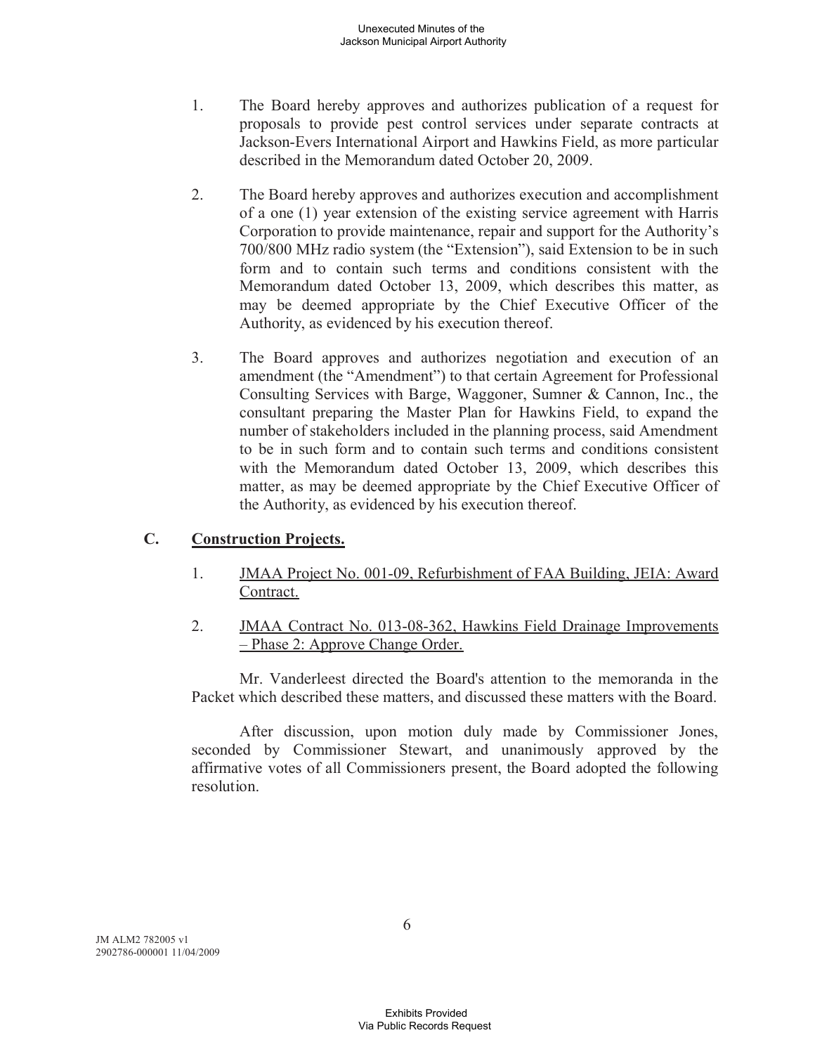1. The Board hereby approves and authorizes publication of a request for proposals to provide pest control services under separate contracts at Jackson-Evers International Airport and Hawkins Field, as more particular described in the Memorandum dated October 20, 2009.

2. The Board hereby approves and authorizes execution and accomplishment of a one (1) year extension of the existing service agreement with Harris Corporation to provide maintenance, repair and support for the Authority's 700/800 MHz radio system (the "Extension"), said Extension to be in such form and to contain such terms and conditions consistent with the Memorandum dated October 13, 2009, which describes this matter, as may be deemed appropriate by the Chief Executive Officer of the Authority, as evidenced by his execution thereof.

3. The Board approves and authorizes negotiation and execution of an amendment (the "Amendment") to that certain Agreement for Professional Consulting Services with Barge, Waggoner, Sumner & Cannon, Inc., the consultant preparing the Master Plan for Hawkins Field, to expand the number of stakeholders included in the planning process, said Amendment to be in such form and to contain such terms and conditions consistent with the Memorandum dated October 13, 2009, which describes this matter, as may be deemed appropriate by the Chief Executive Officer of the Authority, as evidenced by his execution thereof.

## C. Construction Projects.

1. JMAA Project No. 001-09, Refurbishment of FAA Building, JEIA: Award Contract.

2. JMAA Contract No. 013-08-362, Hawkins Field Drainage Improvements – Phase 2: Approve Change Order.

Mr. Vanderleest directed the Board's attention to the memoranda in the Packet which described these matters, and discussed these matters with the Board.

After discussion, upon motion duly made by Commissioner Jones, seconded by Commissioner Stewart, and unanimously approved by the affirmative votes of all Commissioners present, the Board adopted the following resolution.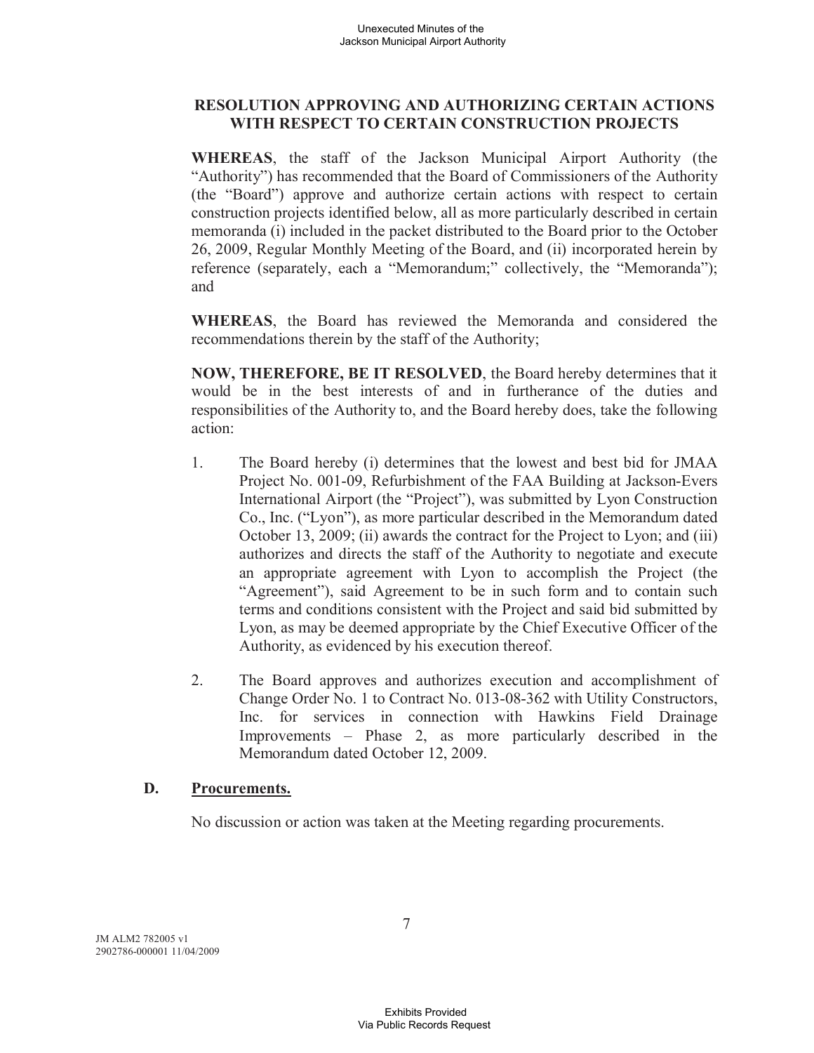**RESOLUTION APPROVING AND AUTHORIZING CERTAIN ACTIONS WITH RESPECT TO CERTAIN CONSTRUCTION PROJECTS**

**WHEREAS**, the staff of the Jackson Municipal Airport Authority (the "Authority") has recommended that the Board of Commissioners of the Authority (the "Board") approve and authorize certain actions with respect to certain construction projects identified below, all as more particularly described in certain memoranda (i) included in the packet distributed to the Board prior to the October 26, 2009, Regular Monthly Meeting of the Board, and (ii) incorporated herein by reference (separately, each a "Memorandum;" collectively, the "Memoranda"); and

**WHEREAS**, the Board has reviewed the Memoranda and considered the recommendations therein by the staff of the Authority;

**NOW, THEREFORE, BE IT RESOLVED**, the Board hereby determines that it would be in the best interests of and in furtherance of the duties and responsibilities of the Authority to, and the Board hereby does, take the following action:

1. The Board hereby (i) determines that the lowest and best bid for JMAA Project No. 001-09, Refurbishment of the FAA Building at Jackson-Evers International Airport (the "Project"), was submitted by Lyon Construction Co., Inc. ("Lyon"), as more particular described in the Memorandum dated October 13, 2009; (ii) awards the contract for the Project to Lyon; and (iii) authorizes and directs the staff of the Authority to negotiate and execute an appropriate agreement with Lyon to accomplish the Project (the "Agreement"), said Agreement to be in such form and to contain such terms and conditions consistent with the Project and said bid submitted by Lyon, as may be deemed appropriate by the Chief Executive Officer of the Authority, as evidenced by his execution thereof.

2. The Board approves and authorizes execution and accomplishment of Change Order No. 1 to Contract No. 013-08-362 with Utility Constructors, Inc. for services in connection with Hawkins Field Drainage Improvements – Phase 2, as more particularly described in the Memorandum dated October 12, 2009.

### D. Procurements.

No discussion or action was taken at the Meeting regarding procurements.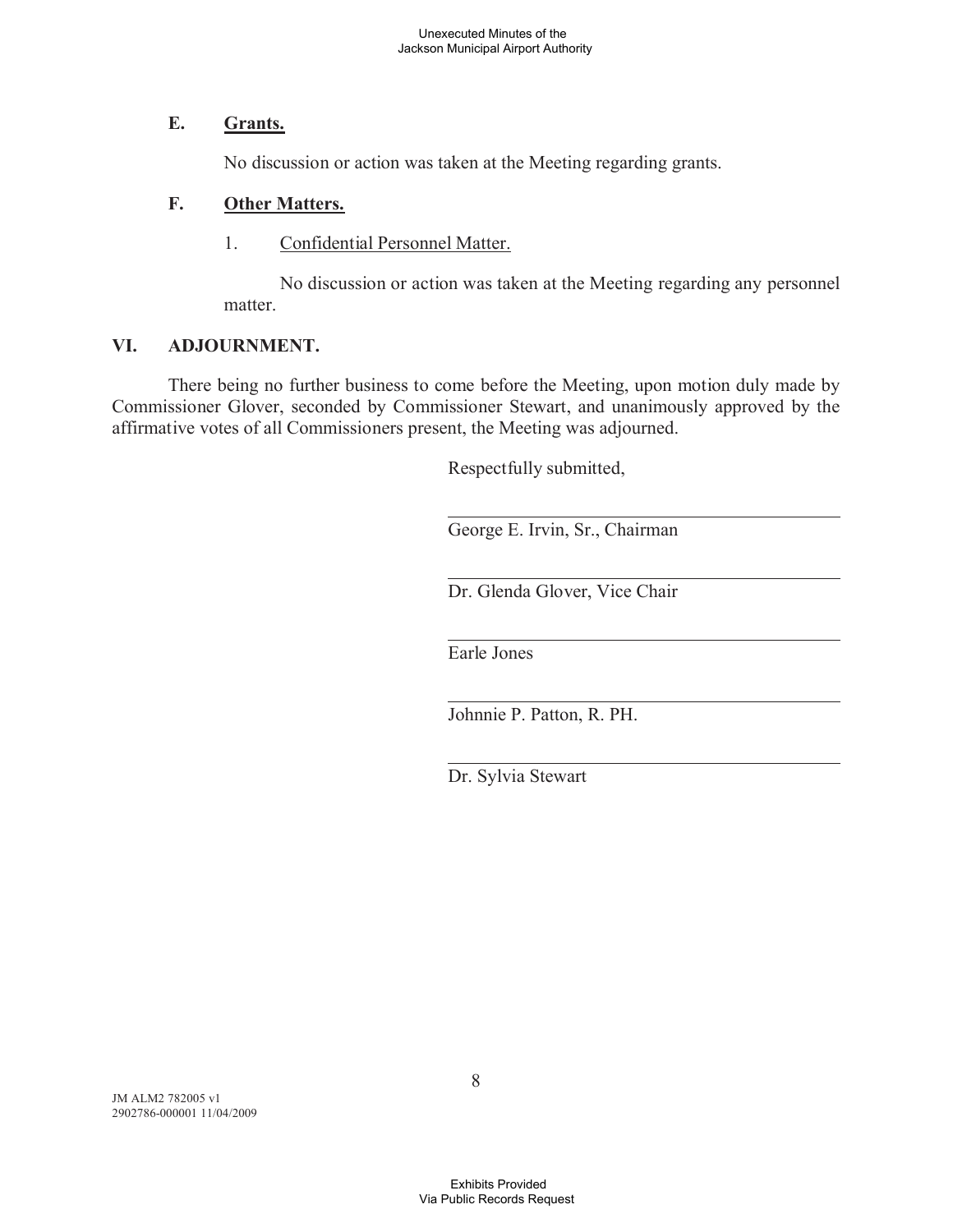### E. Grants.

No discussion or action was taken at the Meeting regarding grants.

### F. Other Matters.

1. Confidential Personnel Matter.

No discussion or action was taken at the Meeting regarding any personnel matter.

## VI. ADJOURNMENT.

There being no further business to come before the Meeting, upon motion duly made by Commissioner Glover, seconded by Commissioner Stewart, and unanimously approved by the affirmative votes of all Commissioners present, the Meeting was adjourned.

Respectfully submitted,

\_\_\_\_\_\_\_\_\_\_\_\_\_\_\_\_\_\_\_\_\_\_\_\_\_\_\_\_\_\_\_\_\_\_\_\_\_\_\_\_

George E. Irvin, Sr., Chairman

\_\_\_\_\_\_\_\_\_\_\_\_\_\_\_\_\_\_\_\_\_\_\_\_\_\_\_\_\_\_\_\_\_\_\_\_\_\_\_\_

Dr. Glenda Glover, Vice Chair

\_\_\_\_\_\_\_\_\_\_\_\_\_\_\_\_\_\_\_\_\_\_\_\_\_\_\_\_\_\_\_\_\_\_\_\_\_\_\_\_

Earle Jones

\_\_\_\_\_\_\_\_\_\_\_\_\_\_\_\_\_\_\_\_\_\_\_\_\_\_\_\_\_\_\_\_\_\_\_\_\_\_\_\_

Johnnie P. Patton, R. PH.

\_\_\_\_\_\_\_\_\_\_\_\_\_\_\_\_\_\_\_\_\_\_\_\_\_\_\_\_\_\_\_\_\_\_\_\_\_\_\_\_

Dr. Sylvia Stewart

JM ALM2 782005 v1
2902786-000001 11/04/2009

Exhibits Provided
Via Public Records Request